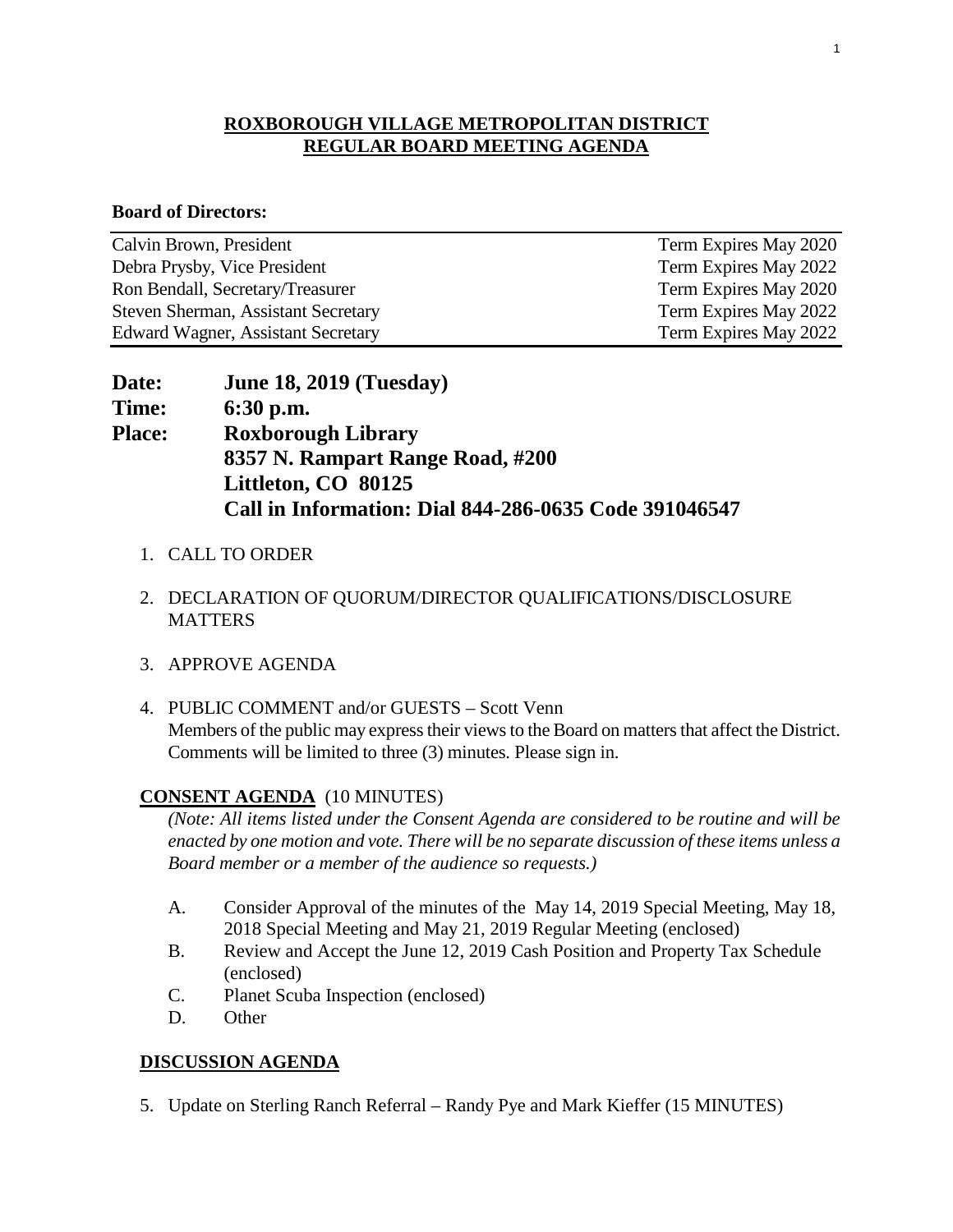# ROXBOROUGH VILLAGE METROPOLITAN DISTRICT
# REGULAR BOARD MEETING AGENDA

**Board of Directors:**

| | |
|---|---|
| Calvin Brown, President | Term Expires May 2020 |
| Debra Prysby, Vice President | Term Expires May 2022 |
| Ron Bendall, Secretary/Treasurer | Term Expires May 2020 |
| Steven Sherman, Assistant Secretary | Term Expires May 2022 |
| Edward Wagner, Assistant Secretary | Term Expires May 2022 |

**Date:** **June 18, 2019 (Tuesday)**
**Time:** **6:30 p.m.**
**Place:** **Roxborough Library**
**8357 N. Rampart Range Road, #200**
**Littleton, CO 80125**
**Call in Information: Dial 844-286-0635 Code 391046547**

1. CALL TO ORDER
2. DECLARATION OF QUORUM/DIRECTOR QUALIFICATIONS/DISCLOSURE MATTERS
3. APPROVE AGENDA
4. PUBLIC COMMENT and/or GUESTS – Scott Venn
   Members of the public may express their views to the Board on matters that affect the District. Comments will be limited to three (3) minutes. Please sign in.

**CONSENT AGENDA** (10 MINUTES)

*(Note: All items listed under the Consent Agenda are considered to be routine and will be enacted by one motion and vote. There will be no separate discussion of these items unless a Board member or a member of the audience so requests.)*

A. Consider Approval of the minutes of the May 14, 2019 Special Meeting, May 18, 2018 Special Meeting and May 21, 2019 Regular Meeting (enclosed)
B. Review and Accept the June 12, 2019 Cash Position and Property Tax Schedule (enclosed)
C. Planet Scuba Inspection (enclosed)
D. Other

**DISCUSSION AGENDA**

5. Update on Sterling Ranch Referral – Randy Pye and Mark Kieffer (15 MINUTES)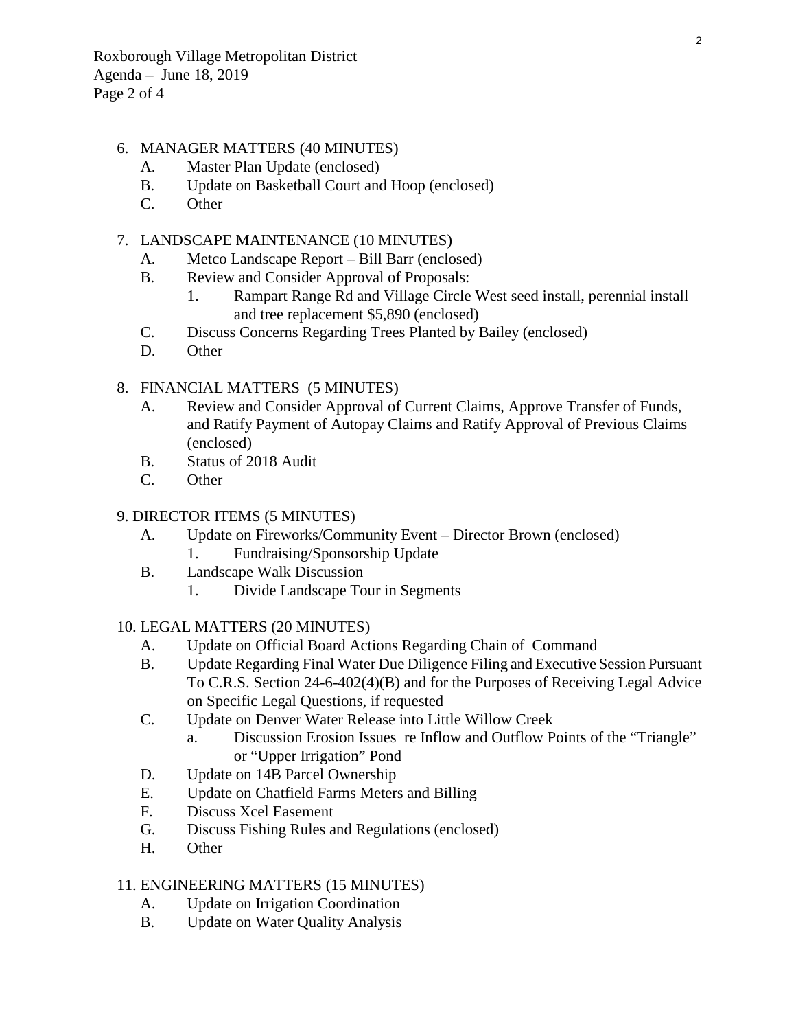6. MANAGER MATTERS (40 MINUTES)
   - A. Master Plan Update (enclosed)
   - B. Update on Basketball Court and Hoop (enclosed)
   - C. Other

7. LANDSCAPE MAINTENANCE (10 MINUTES)
   - A. Metco Landscape Report – Bill Barr (enclosed)
   - B. Review and Consider Approval of Proposals:
     1. Rampart Range Rd and Village Circle West seed install, perennial install and tree replacement $5,890 (enclosed)
   - C. Discuss Concerns Regarding Trees Planted by Bailey (enclosed)
   - D. Other

8. FINANCIAL MATTERS (5 MINUTES)
   - A. Review and Consider Approval of Current Claims, Approve Transfer of Funds, and Ratify Payment of Autopay Claims and Ratify Approval of Previous Claims (enclosed)
   - B. Status of 2018 Audit
   - C. Other

9. DIRECTOR ITEMS (5 MINUTES)
   - A. Update on Fireworks/Community Event – Director Brown (enclosed)
     1. Fundraising/Sponsorship Update
   - B. Landscape Walk Discussion
     1. Divide Landscape Tour in Segments

10. LEGAL MATTERS (20 MINUTES)
    - A. Update on Official Board Actions Regarding Chain of Command
    - B. Update Regarding Final Water Due Diligence Filing and Executive Session Pursuant To C.R.S. Section 24-6-402(4)(B) and for the Purposes of Receiving Legal Advice on Specific Legal Questions, if requested
    - C. Update on Denver Water Release into Little Willow Creek
      - a. Discussion Erosion Issues re Inflow and Outflow Points of the "Triangle" or "Upper Irrigation" Pond
    - D. Update on 14B Parcel Ownership
    - E. Update on Chatfield Farms Meters and Billing
    - F. Discuss Xcel Easement
    - G. Discuss Fishing Rules and Regulations (enclosed)
    - H. Other

11. ENGINEERING MATTERS (15 MINUTES)
    - A. Update on Irrigation Coordination
    - B. Update on Water Quality Analysis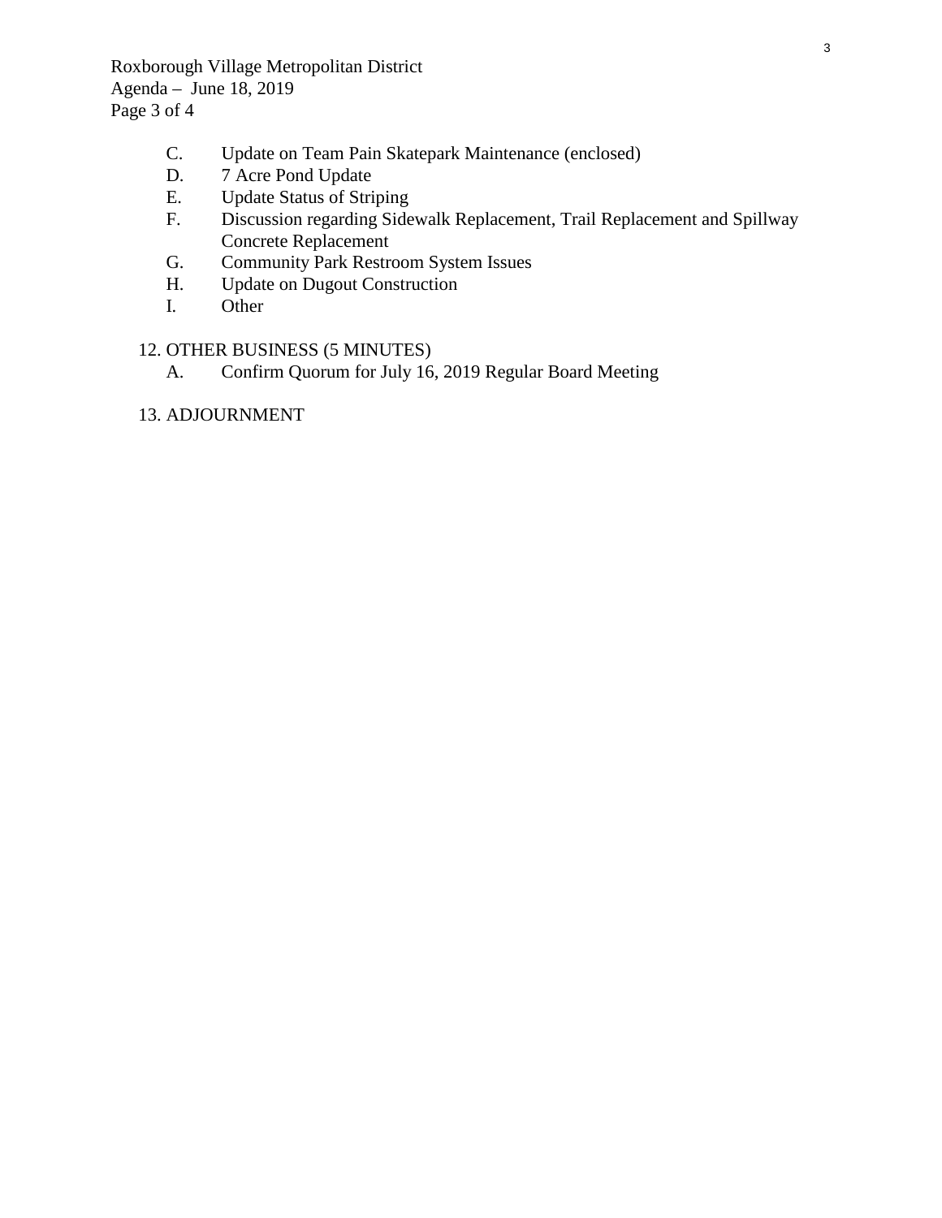C. Update on Team Pain Skatepark Maintenance (enclosed)
D. 7 Acre Pond Update
E. Update Status of Striping
F. Discussion regarding Sidewalk Replacement, Trail Replacement and Spillway Concrete Replacement
G. Community Park Restroom System Issues
H. Update on Dugout Construction
I. Other

12. OTHER BUSINESS (5 MINUTES)
    A. Confirm Quorum for July 16, 2019 Regular Board Meeting

13. ADJOURNMENT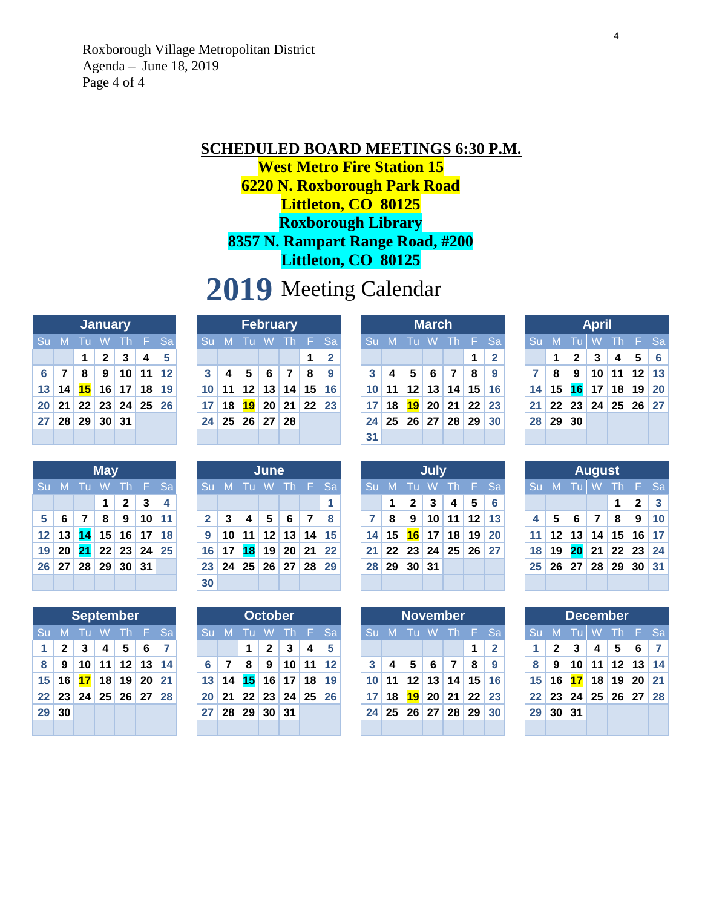## SCHEDULED BOARD MEETINGS 6:30 P.M.

**West Metro Fire Station 15**
**6220 N. Roxborough Park Road**
**Littleton, CO 80125**

**Roxborough Library**
**8357 N. Rampart Range Road, #200**
**Littleton, CO 80125**

# 2019 Meeting Calendar

### January

| Su | M | Tu | W | Th | F | Sa |
|---|---|---|---|---|---|---|
| | | 1 | 2 | 3 | 4 | 5 |
| 6 | 7 | 8 | 9 | 10 | 11 | 12 |
| 13 | 14 | **15** | 16 | 17 | 18 | 19 |
| 20 | 21 | 22 | 23 | 24 | 25 | 26 |
| 27 | 28 | 29 | 30 | 31 | | |

### February

| Su | M | Tu | W | Th | F | Sa |
|---|---|---|---|---|---|---|
| | | | | | 1 | 2 |
| 3 | 4 | 5 | 6 | 7 | 8 | 9 |
| 10 | 11 | 12 | 13 | 14 | 15 | 16 |
| 17 | 18 | **19** | 20 | 21 | 22 | 23 |
| 24 | 25 | 26 | 27 | 28 | | |

### March

| Su | M | Tu | W | Th | F | Sa |
|---|---|---|---|---|---|---|
| | | | | | 1 | 2 |
| 3 | 4 | 5 | 6 | 7 | 8 | 9 |
| 10 | 11 | 12 | 13 | 14 | 15 | 16 |
| 17 | 18 | **19** | 20 | 21 | 22 | 23 |
| 24 | 25 | 26 | 27 | 28 | 29 | 30 |
| 31 | | | | | | |

### April

| Su | M | Tu | W | Th | F | Sa |
|---|---|---|---|---|---|---|
| | 1 | 2 | 3 | 4 | 5 | 6 |
| 7 | 8 | 9 | 10 | 11 | 12 | 13 |
| 14 | 15 | **16** | 17 | 18 | 19 | 20 |
| 21 | 22 | 23 | 24 | 25 | 26 | 27 |
| 28 | 29 | 30 | | | | |

### May

| Su | M | Tu | W | Th | F | Sa |
|---|---|---|---|---|---|---|
| | | | 1 | 2 | 3 | 4 |
| 5 | 6 | 7 | 8 | 9 | 10 | 11 |
| 12 | 13 | **14** | 15 | 16 | 17 | 18 |
| 19 | 20 | **21** | 22 | 23 | 24 | 25 |
| 26 | 27 | 28 | 29 | 30 | 31 | |

### June

| Su | M | Tu | W | Th | F | Sa |
|---|---|---|---|---|---|---|
| | | | | | | 1 |
| 2 | 3 | 4 | 5 | 6 | 7 | 8 |
| 9 | 10 | 11 | 12 | 13 | 14 | 15 |
| 16 | 17 | **18** | 19 | 20 | 21 | 22 |
| 23 | 24 | 25 | 26 | 27 | 28 | 29 |
| 30 | | | | | | |

### July

| Su | M | Tu | W | Th | F | Sa |
|---|---|---|---|---|---|---|
| | 1 | 2 | 3 | 4 | 5 | 6 |
| 7 | 8 | 9 | 10 | 11 | 12 | 13 |
| 14 | 15 | **16** | 17 | 18 | 19 | 20 |
| 21 | 22 | 23 | 24 | 25 | 26 | 27 |
| 28 | 29 | 30 | 31 | | | |

### August

| Su | M | Tu | W | Th | F | Sa |
|---|---|---|---|---|---|---|
| | | | | 1 | 2 | 3 |
| 4 | 5 | 6 | 7 | 8 | 9 | 10 |
| 11 | 12 | 13 | 14 | 15 | 16 | 17 |
| 18 | 19 | **20** | 21 | 22 | 23 | 24 |
| 25 | 26 | 27 | 28 | 29 | 30 | 31 |

### September

| Su | M | Tu | W | Th | F | Sa |
|---|---|---|---|---|---|---|
| 1 | 2 | 3 | 4 | 5 | 6 | 7 |
| 8 | 9 | 10 | 11 | 12 | 13 | 14 |
| 15 | 16 | **17** | 18 | 19 | 20 | 21 |
| 22 | 23 | 24 | 25 | 26 | 27 | 28 |
| 29 | 30 | | | | | |

### October

| Su | M | Tu | W | Th | F | Sa |
|---|---|---|---|---|---|---|
| | | 1 | 2 | 3 | 4 | 5 |
| 6 | 7 | 8 | 9 | 10 | 11 | 12 |
| 13 | 14 | **15** | 16 | 17 | 18 | 19 |
| 20 | 21 | 22 | 23 | 24 | 25 | 26 |
| 27 | 28 | 29 | 30 | 31 | | |

### November

| Su | M | Tu | W | Th | F | Sa |
|---|---|---|---|---|---|---|
| | | | | | 1 | 2 |
| 3 | 4 | 5 | 6 | 7 | 8 | 9 |
| 10 | 11 | 12 | 13 | 14 | 15 | 16 |
| 17 | 18 | **19** | 20 | 21 | 22 | 23 |
| 24 | 25 | 26 | 27 | 28 | 29 | 30 |

### December

| Su | M | Tu | W | Th | F | Sa |
|---|---|---|---|---|---|---|
| 1 | 2 | 3 | 4 | 5 | 6 | 7 |
| 8 | 9 | 10 | 11 | 12 | 13 | 14 |
| 15 | 16 | **17** | 18 | 19 | 20 | 21 |
| 22 | 23 | 24 | 25 | 26 | 27 | 28 |
| 29 | 30 | 31 | | | | |